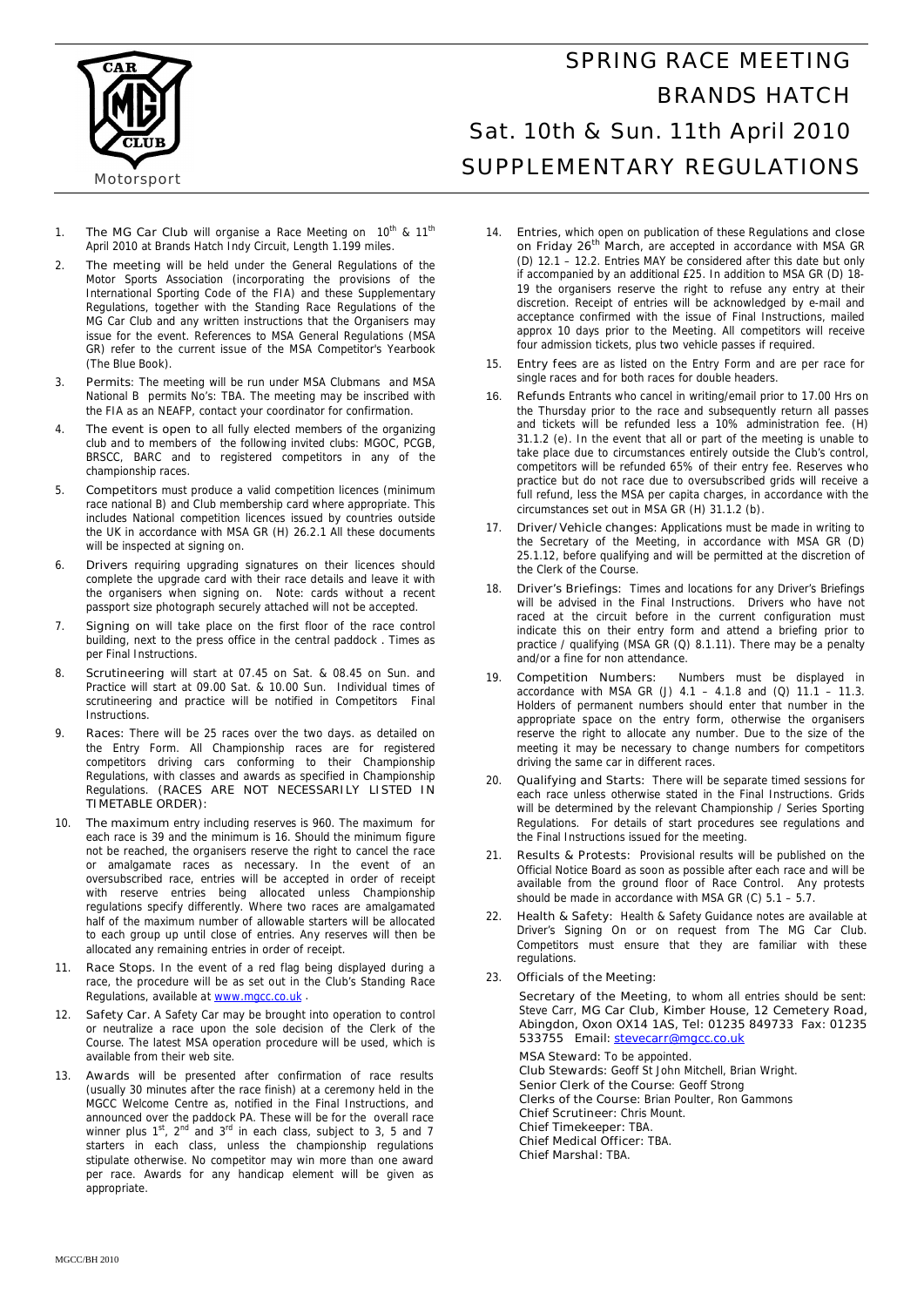Motorsport

# SPRING RACE MEETING
# BRANDS HATCH
# Sat. 10th & Sun. 11th April 2010
# SUPPLEMENTARY REGULATIONS

1. **The MG Car Club** will organise a Race Meeting on 10th & 11th April 2010 at Brands Hatch Indy Circuit, Length 1.199 miles.

2. **The meeting** will be held under the General Regulations of the Motor Sports Association (incorporating the provisions of the International Sporting Code of the FIA) and these Supplementary Regulations, together with the Standing Race Regulations of the MG Car Club and any written instructions that the Organisers may issue for the event. References to MSA General Regulations (MSA GR) refer to the current issue of the MSA Competitor's Yearbook (The Blue Book).

3. **Permits:** The meeting will be run under MSA Clubmans and MSA National B permits No's: TBA. The meeting may be inscribed with the FIA as an NEAFP, contact your coordinator for confirmation.

4. **The event is open to** all fully elected members of the organizing club and to members of the following invited clubs: MGOC, PCGB, BRSCC, BARC and to registered competitors in any of the championship races.

5. **Competitors** must produce a valid competition licences (minimum race national B) and Club membership card where appropriate. This includes National competition licences issued by countries outside the UK in accordance with MSA GR (H) 26.2.1 All these documents will be inspected at signing on.

6. **Drivers** requiring upgrading signatures on their licences should complete the upgrade card with their race details and leave it with the organisers when signing on. Note: cards without a recent passport size photograph securely attached will not be accepted.

7. **Signing on** will take place on the first floor of the race control building, next to the press office in the central paddock . Times as per Final Instructions.

8. **Scrutineering** will start at 07.45 on Sat. & 08.45 on Sun. and Practice will start at 09.00 Sat. & 10.00 Sun. Individual times of scrutineering and practice will be notified in Competitors Final Instructions.

9. **Races:** There will be 25 races over the two days. as detailed on the Entry Form. All Championship races are for registered competitors driving cars conforming to their Championship Regulations, with classes and awards as specified in Championship Regulations. (RACES ARE NOT NECESSARILY LISTED IN TIMETABLE ORDER):

10. **The maximum** entry including reserves is 960. The maximum for each race is 39 and the minimum is 16. Should the minimum figure not be reached, the organisers reserve the right to cancel the race or amalgamate races as necessary. In the event of an oversubscribed race, entries will be accepted in order of receipt with reserve entries being allocated unless Championship regulations specify differently. Where two races are amalgamated half of the maximum number of allowable starters will be allocated to each group up until close of entries. Any reserves will then be allocated any remaining entries in order of receipt.

11. **Race Stops.** In the event of a red flag being displayed during a race, the procedure will be as set out in the Club's Standing Race Regulations, available at www.mgcc.co.uk .

12. **Safety Car.** A Safety Car may be brought into operation to control or neutralize a race upon the sole decision of the Clerk of the Course. The latest MSA operation procedure will be used, which is available from their web site.

13. **Awards** will be presented after confirmation of race results (usually 30 minutes after the race finish) at a ceremony held in the MGCC Welcome Centre as, notified in the Final Instructions, and announced over the paddock PA. These will be for the overall race winner plus 1st, 2nd and 3rd in each class, subject to 3, 5 and 7 starters in each class, unless the championship regulations stipulate otherwise. No competitor may win more than one award per race. Awards for any handicap element will be given as appropriate.

14. **Entries,** which open on publication of these Regulations and **close on Friday 26th March**, are accepted in accordance with MSA GR (D) 12.1 – 12.2. Entries MAY be considered after this date but only if accompanied by an additional £25. In addition to MSA GR (D) 18-19 the organisers reserve the right to refuse any entry at their discretion. Receipt of entries will be acknowledged by e-mail and acceptance confirmed with the issue of Final Instructions, mailed approx 10 days prior to the Meeting. All competitors will receive four admission tickets, plus two vehicle passes if required.

15. **Entry fees** are as listed on the Entry Form and are per race for single races and for both races for double headers.

16. **Refunds** Entrants who cancel in writing/email prior to 17.00 Hrs on the Thursday prior to the race and subsequently return all passes and tickets will be refunded less a 10% administration fee. (H) 31.1.2 (e). In the event that all or part of the meeting is unable to take place due to circumstances entirely outside the Club's control, competitors will be refunded 65% of their entry fee. Reserves who practice but do not race due to oversubscribed grids will receive a full refund, less the MSA per capita charges, in accordance with the circumstances set out in MSA GR (H) 31.1.2 (b).

17. **Driver/Vehicle changes:** Applications must be made in writing to the Secretary of the Meeting, in accordance with MSA GR (D) 25.1.12, before qualifying and will be permitted at the discretion of the Clerk of the Course.

18. **Driver's Briefings:** Times and locations for any Driver's Briefings will be advised in the Final Instructions. Drivers who have not raced at the circuit before in the current configuration must indicate this on their entry form and attend a briefing prior to practice / qualifying (MSA GR (Q) 8.1.11). There may be a penalty and/or a fine for non attendance.

19. **Competition Numbers:** Numbers must be displayed in accordance with MSA GR (J) 4.1 – 4.1.8 and (Q) 11.1 – 11.3. Holders of permanent numbers should enter that number in the appropriate space on the entry form, otherwise the organisers reserve the right to allocate any number. Due to the size of the meeting it may be necessary to change numbers for competitors driving the same car in different races.

20. **Qualifying and Starts:** There will be separate timed sessions for each race unless otherwise stated in the Final Instructions. Grids will be determined by the relevant Championship / Series Sporting Regulations. For details of start procedures see regulations and the Final Instructions issued for the meeting.

21. **Results & Protests:** Provisional results will be published on the Official Notice Board as soon as possible after each race and will be available from the ground floor of Race Control. Any protests should be made in accordance with MSA GR (C) 5.1 – 5.7.

22. **Health & Safety:** Health & Safety Guidance notes are available at Driver's Signing On or on request from The MG Car Club. Competitors must ensure that they are familiar with these regulations.

23. **Officials of the Meeting:**

    **Secretary of the Meeting,** to whom all entries should be sent: Steve Carr, MG Car Club, Kimber House, 12 Cemetery Road, Abingdon, Oxon OX14 1AS, Tel: 01235 849733 Fax: 01235 533755 Email: stevecarr@mgcc.co.uk

    **MSA Steward:** To be appointed.
    **Club Stewards:** Geoff St John Mitchell, Brian Wright.
    **Senior Clerk of the Course:** Geoff Strong
    **Clerks of the Course:** Brian Poulter, Ron Gammons
    **Chief Scrutineer:** Chris Mount.
    **Chief Timekeeper:** TBA.
    **Chief Medical Officer:** TBA.
    **Chief Marshal:** TBA.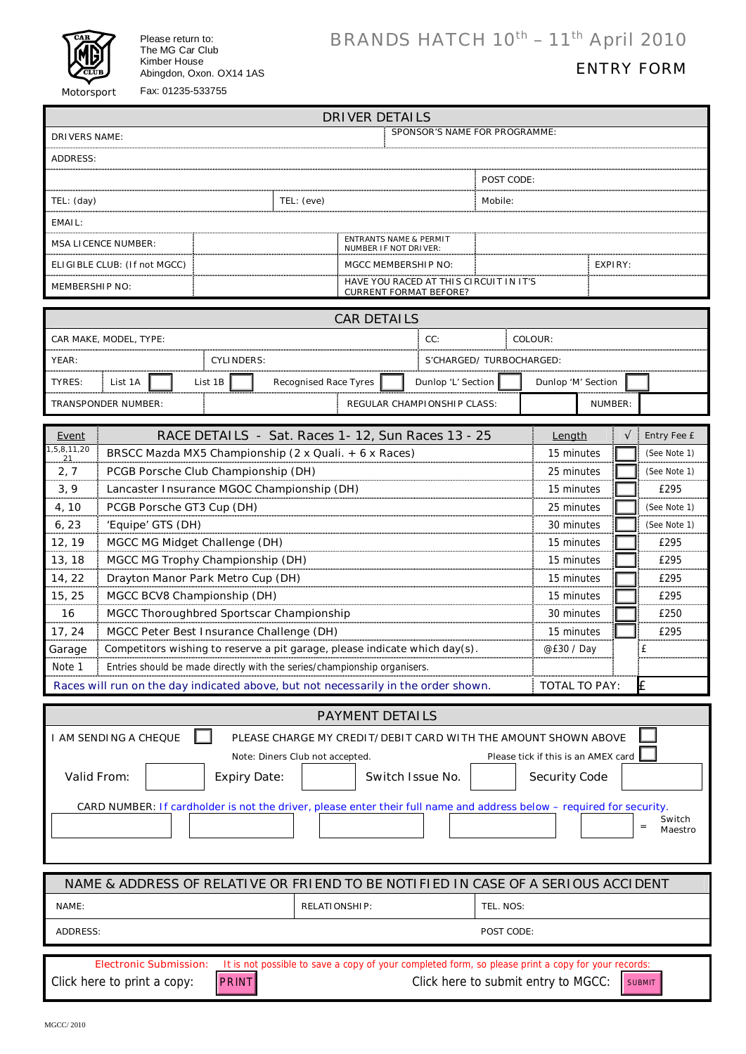Please return to:
The MG Car Club
Kimber House
Abingdon, Oxon. OX14 1AS

Fax: 01235-533755

Motorsport

# BRANDS HATCH 10th – 11th April 2010

## ENTRY FORM

## DRIVER DETAILS

| | | | |
|---|---|---|---|
| DRIVERS NAME: | | SPONSOR'S NAME FOR PROGRAMME: | |
| ADDRESS: | | | |
| | | POST CODE: | |
| TEL: (day) | TEL: (eve) | Mobile: | |
| EMAIL: | | | |
| MSA LICENCE NUMBER: | | ENTRANTS NAME & PERMIT NUMBER IF NOT DRIVER: | |
| ELIGIBLE CLUB: (If not MGCC) | | MGCC MEMBERSHIP NO: | EXPIRY: |
| MEMBERSHIP NO: | | HAVE YOU RACED AT THIS CIRCUIT IN IT'S CURRENT FORMAT BEFORE? | |

## CAR DETAILS

| | | | |
|---|---|---|---|
| CAR MAKE, MODEL, TYPE: | | CC: | COLOUR: |
| YEAR: | CYLINDERS: | S'CHARGED/ TURBOCHARGED: | |
| TYRES: List 1A ☐ List 1B ☐ | Recognised Race Tyres ☐ | Dunlop 'L' Section ☐ | Dunlop 'M' Section ☐ |
| TRANSPONDER NUMBER: | | REGULAR CHAMPIONSHIP CLASS: | NUMBER: |

## RACE DETAILS - Sat. Races 1- 12, Sun Races 13 - 25

| Event | RACE DETAILS - Sat. Races 1- 12, Sun Races 13 - 25 | Length | √ | Entry Fee £ |
|---|---|---|---|---|
| 1,5,8,11,20 21 | BRSCC Mazda MX5 Championship (2 x Quali. + 6 x Races) | 15 minutes | ☐ | (See Note 1) |
| 2, 7 | PCGB Porsche Club Championship (DH) | 25 minutes | ☐ | (See Note 1) |
| 3, 9 | Lancaster Insurance MGOC Championship (DH) | 15 minutes | ☐ | £295 |
| 4, 10 | PCGB Porsche GT3 Cup (DH) | 25 minutes | ☐ | (See Note 1) |
| 6, 23 | 'Equipe' GTS (DH) | 30 minutes | ☐ | (See Note 1) |
| 12, 19 | MGCC MG Midget Challenge (DH) | 15 minutes | ☐ | £295 |
| 13, 18 | MGCC MG Trophy Championship (DH) | 15 minutes | ☐ | £295 |
| 14, 22 | Drayton Manor Park Metro Cup (DH) | 15 minutes | ☐ | £295 |
| 15, 25 | MGCC BCV8 Championship (DH) | 15 minutes | ☐ | £295 |
| 16 | MGCC Thoroughbred Sportscar Championship | 30 minutes | ☐ | £250 |
| 17, 24 | MGCC Peter Best Insurance Challenge (DH) | 15 minutes | ☐ | £295 |
| Garage | Competitors wishing to reserve a pit garage, please indicate which day(s). | @£30 / Day | | £ |
| Note 1 | Entries should be made directly with the series/championship organisers. | | | |
| | Races will run on the day indicated above, but not necessarily in the order shown. | TOTAL TO PAY: | | £ |

## PAYMENT DETAILS

I AM SENDING A CHEQUE ☐ PLEASE CHARGE MY CREDIT/DEBIT CARD WITH THE AMOUNT SHOWN ABOVE ☐

Note: Diners Club not accepted. Please tick if this is an AMEX card ☐

Valid From: Expiry Date: Switch Issue No. Security Code

CARD NUMBER: If cardholder is not the driver, please enter their full name and address below – required for security.

= Switch Maestro

## NAME & ADDRESS OF RELATIVE OR FRIEND TO BE NOTIFIED IN CASE OF A SERIOUS ACCIDENT

| | | |
|---|---|---|
| NAME: | RELATIONSHIP: | TEL. NOS: |
| ADDRESS: | | POST CODE: |

Electronic Submission: It is not possible to save a copy of your completed form, so please print a copy for your records:

Click here to print a copy: PRINT Click here to submit entry to MGCC: SUBMIT

MGCC/2010